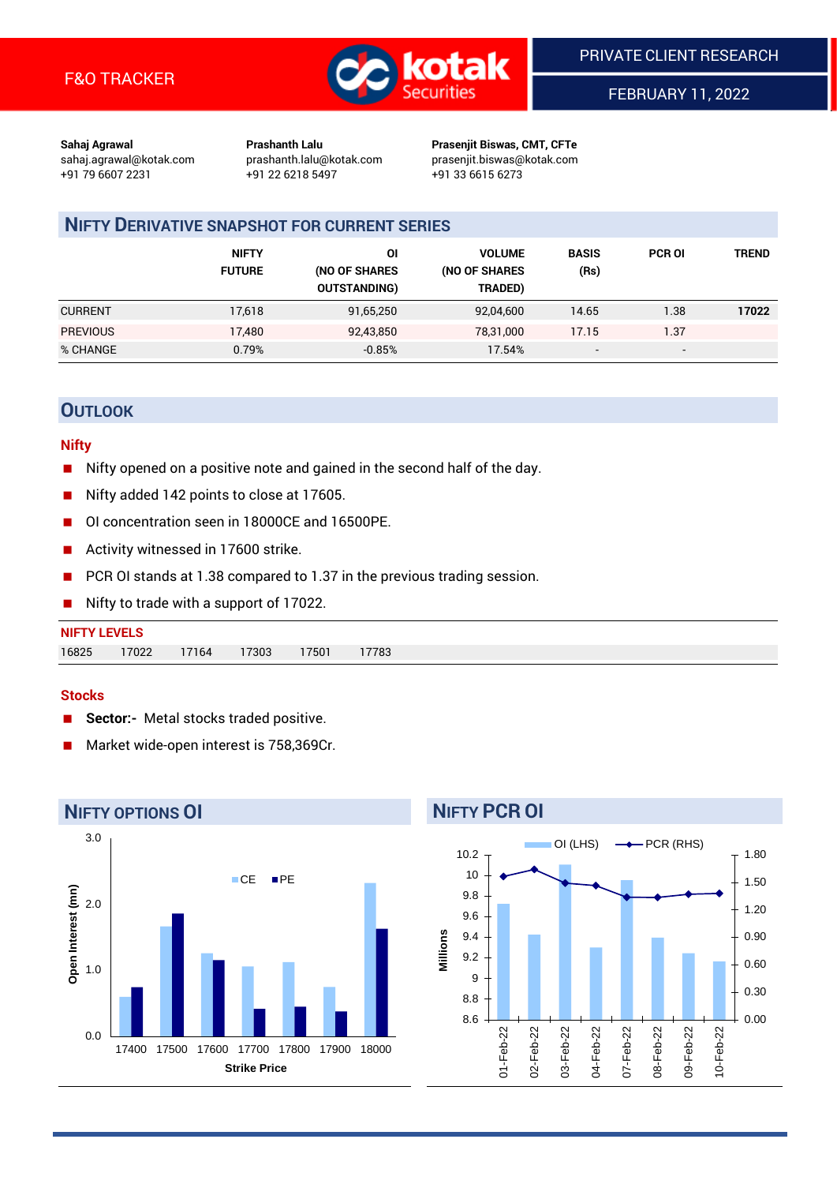F&O TRACKER

PRIVATE CLIENT RESEARCH

FEBRUARY 11, 2022

**Sahaj Agrawal**
sahaj.agrawal@kotak.com
+91 79 6607 2231

**Prashanth Lalu**
prashanth.lalu@kotak.com
+91 22 6218 5497

**Prasenjit Biswas, CMT, CFTe**
prasenjit.biswas@kotak.com
+91 33 6615 6273

## NIFTY DERIVATIVE SNAPSHOT FOR CURRENT SERIES

| | NIFTY FUTURE | OI (NO OF SHARES OUTSTANDING) | VOLUME (NO OF SHARES TRADED) | BASIS (Rs) | PCR OI | TREND |
|---|---|---|---|---|---|---|
| CURRENT | 17,618 | 91,65,250 | 92,04,600 | 14.65 | 1.38 | **17022** |
| PREVIOUS | 17,480 | 92,43,850 | 78,31,000 | 17.15 | 1.37 | |
| % CHANGE | 0.79% | -0.85% | 17.54% | - | - | |

## OUTLOOK

### Nifty

- Nifty opened on a positive note and gained in the second half of the day.
- Nifty added 142 points to close at 17605.
- OI concentration seen in 18000CE and 16500PE.
- Activity witnessed in 17600 strike.
- PCR OI stands at 1.38 compared to 1.37 in the previous trading session.
- Nifty to trade with a support of 17022.

**NIFTY LEVELS**

| 16825 | 17022 | 17164 | 17303 | 17501 | 17783 |
|---|---|---|---|---|---|

### Stocks

- **Sector:-** Metal stocks traded positive.
- Market wide-open interest is 758,369Cr.

## NIFTY OPTIONS OI

| Strike Price | CE (Open Interest, mn) | PE (Open Interest, mn) |
|---|---|---|
| 17400 | 0.6 | 0.75 |
| 17500 | 1.65 | 1.85 |
| 17600 | 1.25 | 1.15 |
| 17700 | 1.05 | 0.4 |
| 17800 | 1.1 | 0.45 |
| 17900 | 0.75 | 0.35 |
| 18000 | 2.3 | 1.6 |

## NIFTY PCR OI

| Date | OI (LHS, Millions) | PCR (RHS) |
|---|---|---|
| 01-Feb-22 | 9.73 | 1.56 |
| 02-Feb-22 | 9.42 | 1.64 |
| 03-Feb-22 | 10.1 | 1.49 |
| 04-Feb-22 | 9.3 | 1.46 |
| 07-Feb-22 | 9.95 | 1.33 |
| 08-Feb-22 | 9.4 | 1.33 |
| 09-Feb-22 | 9.24 | 1.37 |
| 10-Feb-22 | 9.17 | 1.38 |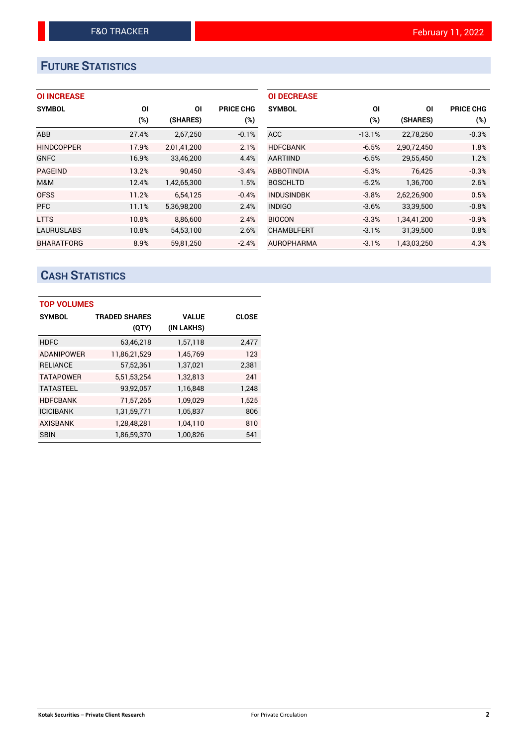# FUTURE STATISTICS

### OI INCREASE

| SYMBOL | OI (%) | OI (SHARES) | PRICE CHG (%) |
|---|---|---|---|
| ABB | 27.4% | 2,67,250 | -0.1% |
| HINDCOPPER | 17.9% | 2,01,41,200 | 2.1% |
| GNFC | 16.9% | 33,46,200 | 4.4% |
| PAGEIND | 13.2% | 90,450 | -3.4% |
| M&M | 12.4% | 1,42,65,300 | 1.5% |
| OFSS | 11.2% | 6,54,125 | -0.4% |
| PFC | 11.1% | 5,36,98,200 | 2.4% |
| LTTS | 10.8% | 8,86,600 | 2.4% |
| LAURUSLABS | 10.8% | 54,53,100 | 2.6% |
| BHARATFORG | 8.9% | 59,81,250 | -2.4% |

### OI DECREASE

| SYMBOL | OI (%) | OI (SHARES) | PRICE CHG (%) |
|---|---|---|---|
| ACC | -13.1% | 22,78,250 | -0.3% |
| HDFCBANK | -6.5% | 2,90,72,450 | 1.8% |
| AARTIIND | -6.5% | 29,55,450 | 1.2% |
| ABBOTINDIA | -5.3% | 76,425 | -0.3% |
| BOSCHLTD | -5.2% | 1,36,700 | 2.6% |
| INDUSINDBK | -3.8% | 2,62,26,900 | 0.5% |
| INDIGO | -3.6% | 33,39,500 | -0.8% |
| BIOCON | -3.3% | 1,34,41,200 | -0.9% |
| CHAMBLFERT | -3.1% | 31,39,500 | 0.8% |
| AUROPHARMA | -3.1% | 1,43,03,250 | 4.3% |

# CASH STATISTICS

### TOP VOLUMES

| SYMBOL | TRADED SHARES (QTY) | VALUE (IN LAKHS) | CLOSE |
|---|---|---|---|
| HDFC | 63,46,218 | 1,57,118 | 2,477 |
| ADANIPOWER | 11,86,21,529 | 1,45,769 | 123 |
| RELIANCE | 57,52,361 | 1,37,021 | 2,381 |
| TATAPOWER | 5,51,53,254 | 1,32,813 | 241 |
| TATASTEEL | 93,92,057 | 1,16,848 | 1,248 |
| HDFCBANK | 71,57,265 | 1,09,029 | 1,525 |
| ICICIBANK | 1,31,59,771 | 1,05,837 | 806 |
| AXISBANK | 1,28,48,281 | 1,04,110 | 810 |
| SBIN | 1,86,59,370 | 1,00,826 | 541 |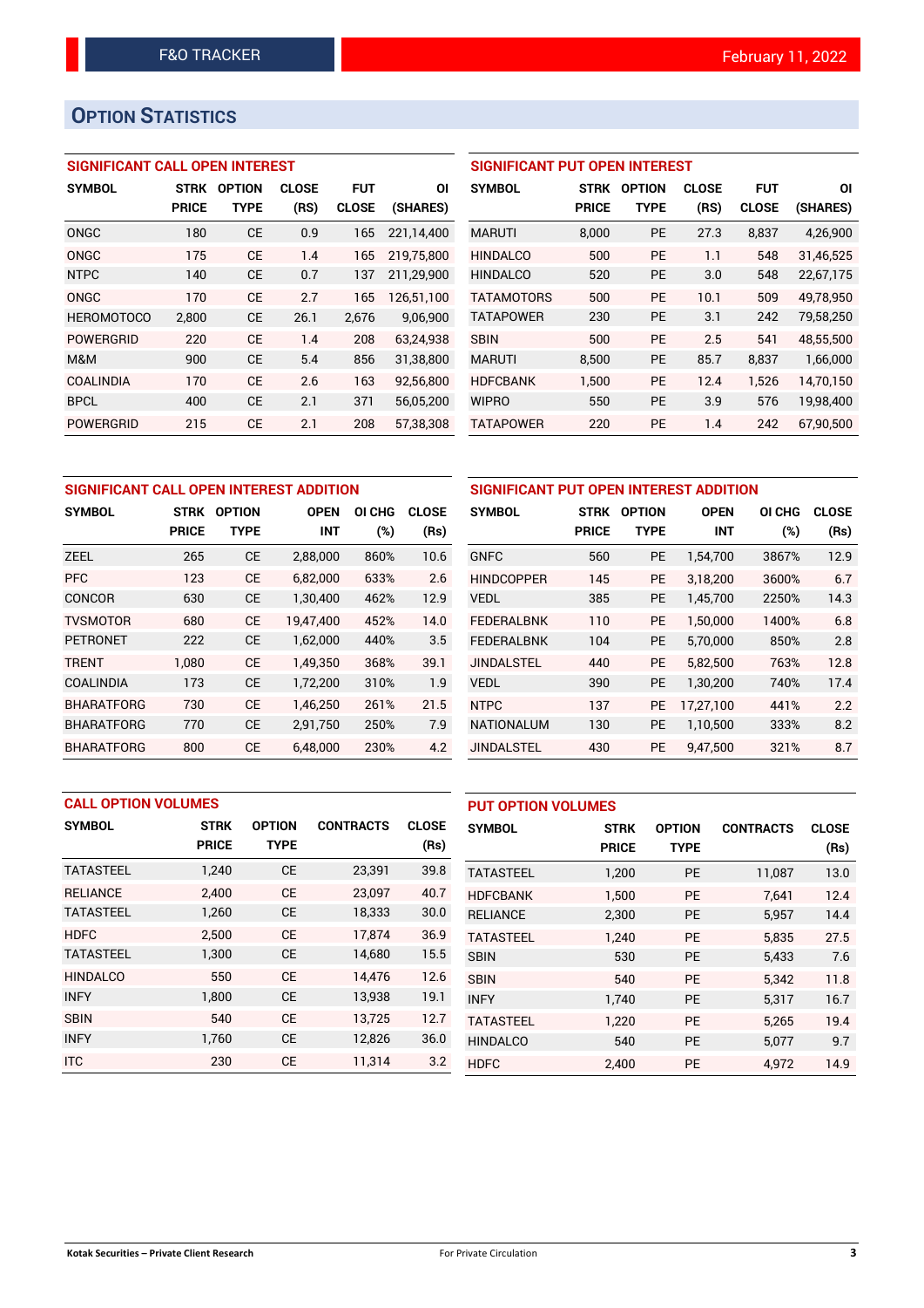F&O TRACKER — February 11, 2022

## OPTION STATISTICS

### SIGNIFICANT CALL OPEN INTEREST

| SYMBOL | STRK PRICE | OPTION TYPE | CLOSE (RS) | FUT CLOSE | OI (SHARES) |
|---|---|---|---|---|---|
| ONGC | 180 | CE | 0.9 | 165 | 221,14,400 |
| ONGC | 175 | CE | 1.4 | 165 | 219,75,800 |
| NTPC | 140 | CE | 0.7 | 137 | 211,29,900 |
| ONGC | 170 | CE | 2.7 | 165 | 126,51,100 |
| HEROMOTOCO | 2,800 | CE | 26.1 | 2,676 | 9,06,900 |
| POWERGRID | 220 | CE | 1.4 | 208 | 63,24,938 |
| M&M | 900 | CE | 5.4 | 856 | 31,38,800 |
| COALINDIA | 170 | CE | 2.6 | 163 | 92,56,800 |
| BPCL | 400 | CE | 2.1 | 371 | 56,05,200 |
| POWERGRID | 215 | CE | 2.1 | 208 | 57,38,308 |

### SIGNIFICANT PUT OPEN INTEREST

| SYMBOL | STRK PRICE | OPTION TYPE | CLOSE (RS) | FUT CLOSE | OI (SHARES) |
|---|---|---|---|---|---|
| MARUTI | 8,000 | PE | 27.3 | 8,837 | 4,26,900 |
| HINDALCO | 500 | PE | 1.1 | 548 | 31,46,525 |
| HINDALCO | 520 | PE | 3.0 | 548 | 22,67,175 |
| TATAMOTORS | 500 | PE | 10.1 | 509 | 49,78,950 |
| TATAPOWER | 230 | PE | 3.1 | 242 | 79,58,250 |
| SBIN | 500 | PE | 2.5 | 541 | 48,55,500 |
| MARUTI | 8,500 | PE | 85.7 | 8,837 | 1,66,000 |
| HDFCBANK | 1,500 | PE | 12.4 | 1,526 | 14,70,150 |
| WIPRO | 550 | PE | 3.9 | 576 | 19,98,400 |
| TATAPOWER | 220 | PE | 1.4 | 242 | 67,90,500 |

### SIGNIFICANT CALL OPEN INTEREST ADDITION

| SYMBOL | STRK PRICE | OPTION TYPE | OPEN INT | OI CHG (%) | CLOSE (Rs) |
|---|---|---|---|---|---|
| ZEEL | 265 | CE | 2,88,000 | 860% | 10.6 |
| PFC | 123 | CE | 6,82,000 | 633% | 2.6 |
| CONCOR | 630 | CE | 1,30,400 | 462% | 12.9 |
| TVSMOTOR | 680 | CE | 19,47,400 | 452% | 14.0 |
| PETRONET | 222 | CE | 1,62,000 | 440% | 3.5 |
| TRENT | 1,080 | CE | 1,49,350 | 368% | 39.1 |
| COALINDIA | 173 | CE | 1,72,200 | 310% | 1.9 |
| BHARATFORG | 730 | CE | 1,46,250 | 261% | 21.5 |
| BHARATFORG | 770 | CE | 2,91,750 | 250% | 7.9 |
| BHARATFORG | 800 | CE | 6,48,000 | 230% | 4.2 |

### SIGNIFICANT PUT OPEN INTEREST ADDITION

| SYMBOL | STRK PRICE | OPTION TYPE | OPEN INT | OI CHG (%) | CLOSE (Rs) |
|---|---|---|---|---|---|
| GNFC | 560 | PE | 1,54,700 | 3867% | 12.9 |
| HINDCOPPER | 145 | PE | 3,18,200 | 3600% | 6.7 |
| VEDL | 385 | PE | 1,45,700 | 2250% | 14.3 |
| FEDERALBNK | 110 | PE | 1,50,000 | 1400% | 6.8 |
| FEDERALBNK | 104 | PE | 5,70,000 | 850% | 2.8 |
| JINDALSTEL | 440 | PE | 5,82,500 | 763% | 12.8 |
| VEDL | 390 | PE | 1,30,200 | 740% | 17.4 |
| NTPC | 137 | PE | 17,27,100 | 441% | 2.2 |
| NATIONALUM | 130 | PE | 1,10,500 | 333% | 8.2 |
| JINDALSTEL | 430 | PE | 9,47,500 | 321% | 8.7 |

### CALL OPTION VOLUMES

| SYMBOL | STRK PRICE | OPTION TYPE | CONTRACTS | CLOSE (Rs) |
|---|---|---|---|---|
| TATASTEEL | 1,240 | CE | 23,391 | 39.8 |
| RELIANCE | 2,400 | CE | 23,097 | 40.7 |
| TATASTEEL | 1,260 | CE | 18,333 | 30.0 |
| HDFC | 2,500 | CE | 17,874 | 36.9 |
| TATASTEEL | 1,300 | CE | 14,680 | 15.5 |
| HINDALCO | 550 | CE | 14,476 | 12.6 |
| INFY | 1,800 | CE | 13,938 | 19.1 |
| SBIN | 540 | CE | 13,725 | 12.7 |
| INFY | 1,760 | CE | 12,826 | 36.0 |
| ITC | 230 | CE | 11,314 | 3.2 |

### PUT OPTION VOLUMES

| SYMBOL | STRK PRICE | OPTION TYPE | CONTRACTS | CLOSE (Rs) |
|---|---|---|---|---|
| TATASTEEL | 1,200 | PE | 11,087 | 13.0 |
| HDFCBANK | 1,500 | PE | 7,641 | 12.4 |
| RELIANCE | 2,300 | PE | 5,957 | 14.4 |
| TATASTEEL | 1,240 | PE | 5,835 | 27.5 |
| SBIN | 530 | PE | 5,433 | 7.6 |
| SBIN | 540 | PE | 5,342 | 11.8 |
| INFY | 1,740 | PE | 5,317 | 16.7 |
| TATASTEEL | 1,220 | PE | 5,265 | 19.4 |
| HINDALCO | 540 | PE | 5,077 | 9.7 |
| HDFC | 2,400 | PE | 4,972 | 14.9 |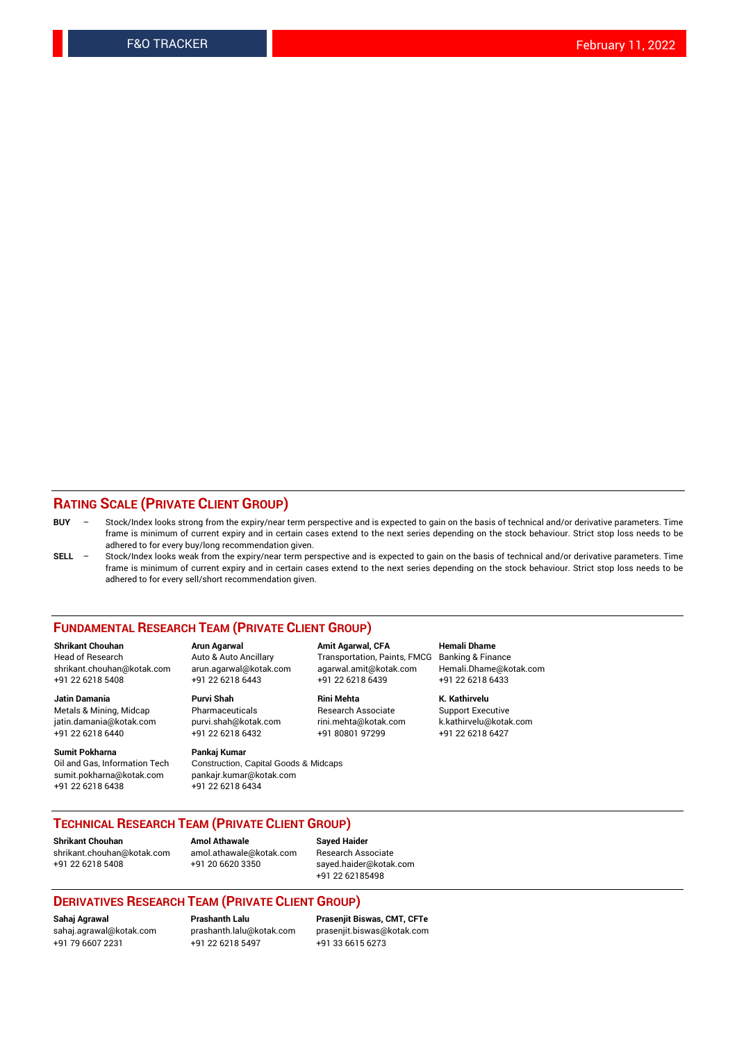## RATING SCALE (PRIVATE CLIENT GROUP)

**BUY** – Stock/Index looks strong from the expiry/near term perspective and is expected to gain on the basis of technical and/or derivative parameters. Time frame is minimum of current expiry and in certain cases extend to the next series depending on the stock behaviour. Strict stop loss needs to be adhered to for every buy/long recommendation given.

**SELL** – Stock/Index looks weak from the expiry/near term perspective and is expected to gain on the basis of technical and/or derivative parameters. Time frame is minimum of current expiry and in certain cases extend to the next series depending on the stock behaviour. Strict stop loss needs to be adhered to for every sell/short recommendation given.

## FUNDAMENTAL RESEARCH TEAM (PRIVATE CLIENT GROUP)

**Shrikant Chouhan**
Head of Research
shrikant.chouhan@kotak.com
+91 22 6218 5408

**Arun Agarwal**
Auto & Auto Ancillary
arun.agarwal@kotak.com
+91 22 6218 6443

**Amit Agarwal, CFA**
Transportation, Paints, FMCG
agarwal.amit@kotak.com
+91 22 6218 6439

**Hemali Dhame**
Banking & Finance
Hemali.Dhame@kotak.com
+91 22 6218 6433

**Jatin Damania**
Metals & Mining, Midcap
jatin.damania@kotak.com
+91 22 6218 6440

**Purvi Shah**
Pharmaceuticals
purvi.shah@kotak.com
+91 22 6218 6432

**Rini Mehta**
Research Associate
rini.mehta@kotak.com
+91 80801 97299

**K. Kathirvelu**
Support Executive
k.kathirvelu@kotak.com
+91 22 6218 6427

**Sumit Pokharna**
Oil and Gas, Information Tech
sumit.pokharna@kotak.com
+91 22 6218 6438

**Pankaj Kumar**
Construction, Capital Goods & Midcaps
pankajr.kumar@kotak.com
+91 22 6218 6434

## TECHNICAL RESEARCH TEAM (PRIVATE CLIENT GROUP)

**Shrikant Chouhan**
shrikant.chouhan@kotak.com
+91 22 6218 5408

**Amol Athawale**
amol.athawale@kotak.com
+91 20 6620 3350

**Sayed Haider**
Research Associate
sayed.haider@kotak.com
+91 22 62185498

## DERIVATIVES RESEARCH TEAM (PRIVATE CLIENT GROUP)

**Sahaj Agrawal**
sahaj.agrawal@kotak.com
+91 79 6607 2231

**Prashanth Lalu**
prashanth.lalu@kotak.com
+91 22 6218 5497

**Prasenjit Biswas, CMT, CFTe**
prasenjit.biswas@kotak.com
+91 33 6615 6273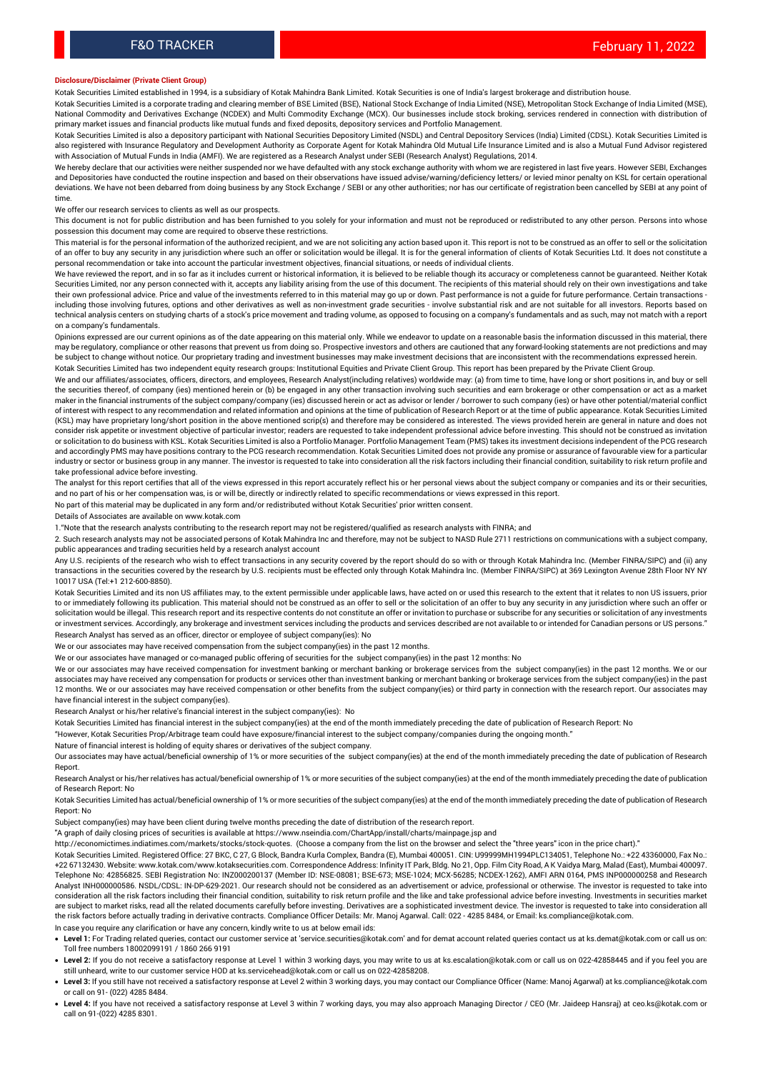**Disclosure/Disclaimer (Private Client Group)**

Kotak Securities Limited established in 1994, is a subsidiary of Kotak Mahindra Bank Limited. Kotak Securities is one of India's largest brokerage and distribution house.

Kotak Securities Limited is a corporate trading and clearing member of BSE Limited (BSE), National Stock Exchange of India Limited (NSE), Metropolitan Stock Exchange of India Limited (MSE), National Commodity and Derivatives Exchange (NCDEX) and Multi Commodity Exchange (MCX). Our businesses include stock broking, services rendered in connection with distribution of primary market issues and financial products like mutual funds and fixed deposits, depository services and Portfolio Management.

Kotak Securities Limited is also a depository participant with National Securities Depository Limited (NSDL) and Central Depository Services (India) Limited (CDSL). Kotak Securities Limited is also registered with Insurance Regulatory and Development Authority as Corporate Agent for Kotak Mahindra Old Mutual Life Insurance Limited and is also a Mutual Fund Advisor registered with Association of Mutual Funds in India (AMFI). We are registered as a Research Analyst under SEBI (Research Analyst) Regulations, 2014.

We hereby declare that our activities were neither suspended nor we have defaulted with any stock exchange authority with whom we are registered in last five years. However SEBI, Exchanges and Depositories have conducted the routine inspection and based on their observations have issued advise/warning/deficiency letters/ or levied minor penalty on KSL for certain operational deviations. We have not been debarred from doing business by any Stock Exchange / SEBI or any other authorities; nor has our certificate of registration been cancelled by SEBI at any point of time.

We offer our research services to clients as well as our prospects.

This document is not for public distribution and has been furnished to you solely for your information and must not be reproduced or redistributed to any other person. Persons into whose possession this document may come are required to observe these restrictions.

This material is for the personal information of the authorized recipient, and we are not soliciting any action based upon it. This report is not to be construed as an offer to sell or the solicitation of an offer to buy any security in any jurisdiction where such an offer or solicitation would be illegal. It is for the general information of clients of Kotak Securities Ltd. It does not constitute a personal recommendation or take into account the particular investment objectives, financial situations, or needs of individual clients.

We have reviewed the report, and in so far as it includes current or historical information, it is believed to be reliable though its accuracy or completeness cannot be guaranteed. Neither Kotak Securities Limited, nor any person connected with it, accepts any liability arising from the use of this document. The recipients of this material should rely on their own investigations and take their own professional advice. Price and value of the investments referred to in this material may go up or down. Past performance is not a guide for future performance. Certain transactions - including those involving futures, options and other derivatives as well as non-investment grade securities - involve substantial risk and are not suitable for all investors. Reports based on technical analysis centers on studying charts of a stock's price movement and trading volume, as opposed to focusing on a company's fundamentals and as such, may not match with a report on a company's fundamentals.

Opinions expressed are our current opinions as of the date appearing on this material only. While we endeavor to update on a reasonable basis the information discussed in this material, there may be regulatory, compliance or other reasons that prevent us from doing so. Prospective investors and others are cautioned that any forward-looking statements are not predictions and may be subject to change without notice. Our proprietary trading and investment businesses may make investment decisions that are inconsistent with the recommendations expressed herein.

Kotak Securities Limited has two independent equity research groups: Institutional Equities and Private Client Group. This report has been prepared by the Private Client Group.

We and our affiliates/associates, officers, directors, and employees, Research Analyst(including relatives) worldwide may: (a) from time to time, have long or short positions in, and buy or sell the securities thereof, of company (ies) mentioned herein or (b) be engaged in any other transaction involving such securities and earn brokerage or other compensation or act as a market maker in the financial instruments of the subject company/company (ies) discussed herein or act as advisor or lender / borrower to such company (ies) or have other potential/material conflict of interest with respect to any recommendation and related information and opinions at the time of publication of Research Report or at the time of public appearance. Kotak Securities Limited (KSL) may have proprietary long/short position in the above mentioned scrip(s) and therefore may be considered as interested. The views provided herein are general in nature and does not consider risk appetite or investment objective of particular investor; readers are requested to take independent professional advice before investing. This should not be construed as invitation or solicitation to do business with KSL. Kotak Securities Limited is also a Portfolio Manager. Portfolio Management Team (PMS) takes its investment decisions independent of the PCG research and accordingly PMS may have positions contrary to the PCG research recommendation. Kotak Securities Limited does not provide any promise or assurance of favourable view for a particular industry or sector or business group in any manner. The investor is requested to take into consideration all the risk factors including their financial condition, suitability to risk return profile and take professional advice before investing.

The analyst for this report certifies that all of the views expressed in this report accurately reflect his or her personal views about the subject company or companies and its or their securities, and no part of his or her compensation was, is or will be, directly or indirectly related to specific recommendations or views expressed in this report.

No part of this material may be duplicated in any form and/or redistributed without Kotak Securities' prior written consent.

Details of Associates are available on www.kotak.com

1."Note that the research analysts contributing to the research report may not be registered/qualified as research analysts with FINRA; and

2. Such research analysts may not be associated persons of Kotak Mahindra Inc and therefore, may not be subject to NASD Rule 2711 restrictions on communications with a subject company, public appearances and trading securities held by a research analyst account

Any U.S. recipients of the research who wish to effect transactions in any security covered by the report should do so with or through Kotak Mahindra Inc. (Member FINRA/SIPC) and (ii) any transactions in the securities covered by the research by U.S. recipients must be effected only through Kotak Mahindra Inc. (Member FINRA/SIPC) at 369 Lexington Avenue 28th Floor NY NY 10017 USA (Tel:+1 212-600-8850).

Kotak Securities Limited and its non US affiliates may, to the extent permissible under applicable laws, have acted on or used this research to the extent that it relates to non US issuers, prior to or immediately following its publication. This material should not be construed as an offer to sell or the solicitation of an offer to buy any security in any jurisdiction where such an offer or solicitation would be illegal. This research report and its respective contents do not constitute an offer or invitation to purchase or subscribe for any securities or solicitation of any investments or investment services. Accordingly, any brokerage and investment services including the products and services described are not available to or intended for Canadian persons or US persons."

Research Analyst has served as an officer, director or employee of subject company(ies): No

We or our associates may have received compensation from the subject company(ies) in the past 12 months.

We or our associates have managed or co-managed public offering of securities for the subject company(ies) in the past 12 months: No

We or our associates may have received compensation for investment banking or merchant banking or brokerage services from the subject company(ies) in the past 12 months. We or our associates may have received any compensation for products or services other than investment banking or merchant banking or brokerage services from the subject company(ies) in the past 12 months. We or our associates may have received compensation or other benefits from the subject company(ies) or third party in connection with the research report. Our associates may have financial interest in the subject company(ies).

Research Analyst or his/her relative's financial interest in the subject company(ies): No

Kotak Securities Limited has financial interest in the subject company(ies) at the end of the month immediately preceding the date of publication of Research Report: No

"However, Kotak Securities Prop/Arbitrage team could have exposure/financial interest to the subject company/companies during the ongoing month."

Nature of financial interest is holding of equity shares or derivatives of the subject company.

Our associates may have actual/beneficial ownership of 1% or more securities of the subject company(ies) at the end of the month immediately preceding the date of publication of Research Report.

Research Analyst or his/her relatives has actual/beneficial ownership of 1% or more securities of the subject company(ies) at the end of the month immediately preceding the date of publication of Research Report: No

Kotak Securities Limited has actual/beneficial ownership of 1% or more securities of the subject company(ies) at the end of the month immediately preceding the date of publication of Research Report: No

Subject company(ies) may have been client during twelve months preceding the date of distribution of the research report.

"A graph of daily closing prices of securities is available at https://www.nseindia.com/ChartApp/install/charts/mainpage.jsp and

http://economictimes.indiatimes.com/markets/stocks/stock-quotes. (Choose a company from the list on the browser and select the "three years" icon in the price chart)."

Kotak Securities Limited. Registered Office: 27 BKC, C 27, G Block, Bandra Kurla Complex, Bandra (E), Mumbai 400051. CIN: U99999MH1994PLC134051, Telephone No.: +22 43360000, Fax No.: +22 67132430. Website: www.kotak.com/www.kotaksecurities.com. Correspondence Address: Infinity IT Park, Bldg. No 21, Opp. Film City Road, A K Vaidya Marg, Malad (East), Mumbai 400097. Telephone No: 42856825. SEBI Registration No: INZ000200137 (Member ID: NSE-08081; BSE-673; MSE-1024; MCX-56285; NCDEX-1262), AMFI ARN 0164, PMS INP000000258 and Research Analyst INH000000586. NSDL/CDSL: IN-DP-629-2021. Our research should not be considered as an advertisement or advice, professional or otherwise. The investor is requested to take into consideration all the risk factors including their financial condition, suitability to risk return profile and the like and take professional advice before investing. Investments in securities market are subject to market risks, read all the related documents carefully before investing. Derivatives are a sophisticated investment device. The investor is requested to take into consideration all the risk factors before actually trading in derivative contracts. Compliance Officer Details: Mr. Manoj Agarwal. Call: 022 - 4285 8484, or Email: ks.compliance@kotak.com.

In case you require any clarification or have any concern, kindly write to us at below email ids:

- **Level 1:** For Trading related queries, contact our customer service at 'service.securities@kotak.com' and for demat account related queries contact us at ks.demat@kotak.com or call us on: Toll free numbers 18002099191 / 1860 266 9191
- **Level 2:** If you do not receive a satisfactory response at Level 1 within 3 working days, you may write to us at ks.escalation@kotak.com or call us on 022-42858445 and if you feel you are still unheard, write to our customer service HOD at ks.servicehead@kotak.com or call us on 022-42858208.
- **Level 3:** If you still have not received a satisfactory response at Level 2 within 3 working days, you may contact our Compliance Officer (Name: Manoj Agarwal) at ks.compliance@kotak.com or call on 91- (022) 4285 8484.
- **Level 4:** If you have not received a satisfactory response at Level 3 within 7 working days, you may also approach Managing Director / CEO (Mr. Jaideep Hansraj) at ceo.ks@kotak.com or call on 91-(022) 4285 8301.